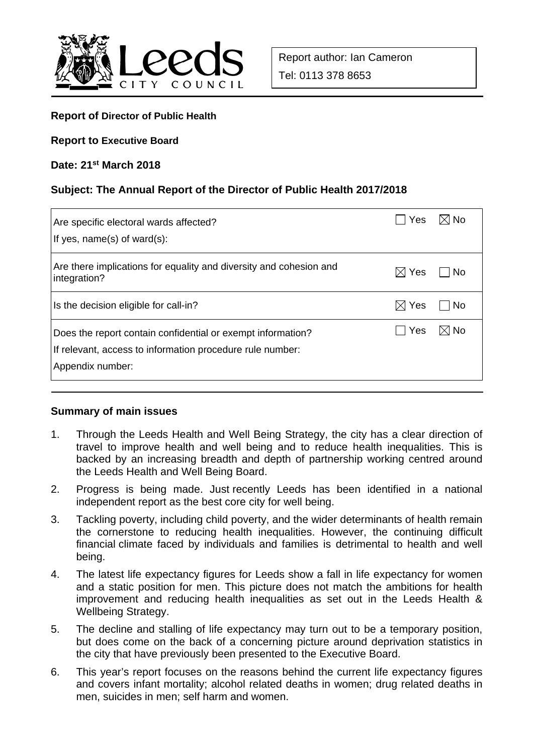Leeds CITY COUNCIL

Report author: Ian Cameron

Tel: 0113 378 8653

**Report of Director of Public Health**

**Report to Executive Board**

**Date: 21st March 2018**

**Subject: The Annual Report of the Director of Public Health 2017/2018**

| | | |
|---|---|---|
| Are specific electoral wards affected?<br>If yes, name(s) of ward(s): | ☐ Yes | ☒ No |
| Are there implications for equality and diversity and cohesion and integration? | ☒ Yes | ☐ No |
| Is the decision eligible for call-in? | ☒ Yes | ☐ No |
| Does the report contain confidential or exempt information?<br>If relevant, access to information procedure rule number:<br>Appendix number: | ☐ Yes | ☒ No |

**Summary of main issues**

1. Through the Leeds Health and Well Being Strategy, the city has a clear direction of travel to improve health and well being and to reduce health inequalities. This is backed by an increasing breadth and depth of partnership working centred around the Leeds Health and Well Being Board.
2. Progress is being made. Just recently Leeds has been identified in a national independent report as the best core city for well being.
3. Tackling poverty, including child poverty, and the wider determinants of health remain the cornerstone to reducing health inequalities. However, the continuing difficult financial climate faced by individuals and families is detrimental to health and well being.
4. The latest life expectancy figures for Leeds show a fall in life expectancy for women and a static position for men. This picture does not match the ambitions for health improvement and reducing health inequalities as set out in the Leeds Health & Wellbeing Strategy.
5. The decline and stalling of life expectancy may turn out to be a temporary position, but does come on the back of a concerning picture around deprivation statistics in the city that have previously been presented to the Executive Board.
6. This year's report focuses on the reasons behind the current life expectancy figures and covers infant mortality; alcohol related deaths in women; drug related deaths in men, suicides in men; self harm and women.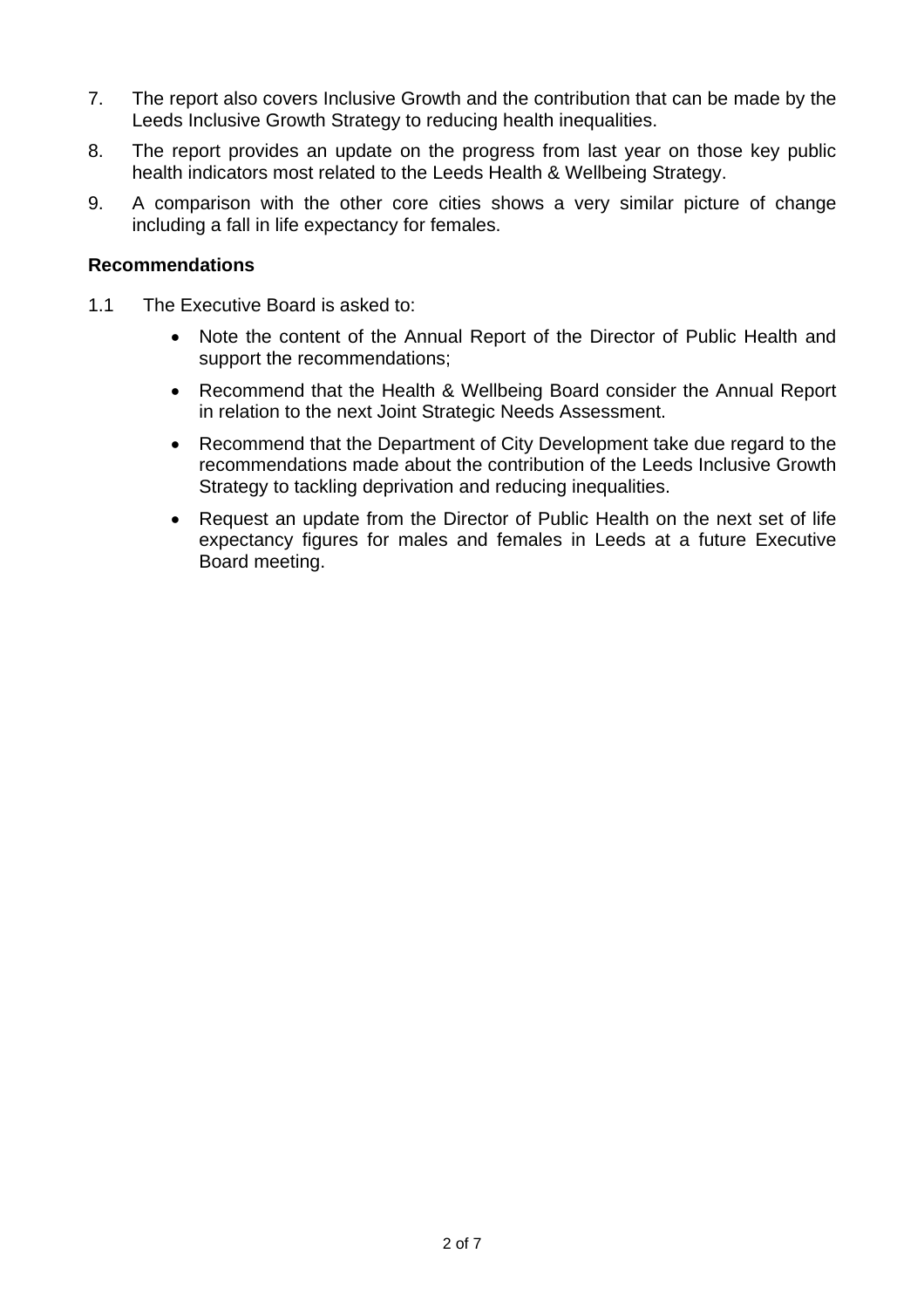7. The report also covers Inclusive Growth and the contribution that can be made by the Leeds Inclusive Growth Strategy to reducing health inequalities.

8. The report provides an update on the progress from last year on those key public health indicators most related to the Leeds Health & Wellbeing Strategy.

9. A comparison with the other core cities shows a very similar picture of change including a fall in life expectancy for females.

**Recommendations**

1.1 The Executive Board is asked to:

- Note the content of the Annual Report of the Director of Public Health and support the recommendations;
- Recommend that the Health & Wellbeing Board consider the Annual Report in relation to the next Joint Strategic Needs Assessment.
- Recommend that the Department of City Development take due regard to the recommendations made about the contribution of the Leeds Inclusive Growth Strategy to tackling deprivation and reducing inequalities.
- Request an update from the Director of Public Health on the next set of life expectancy figures for males and females in Leeds at a future Executive Board meeting.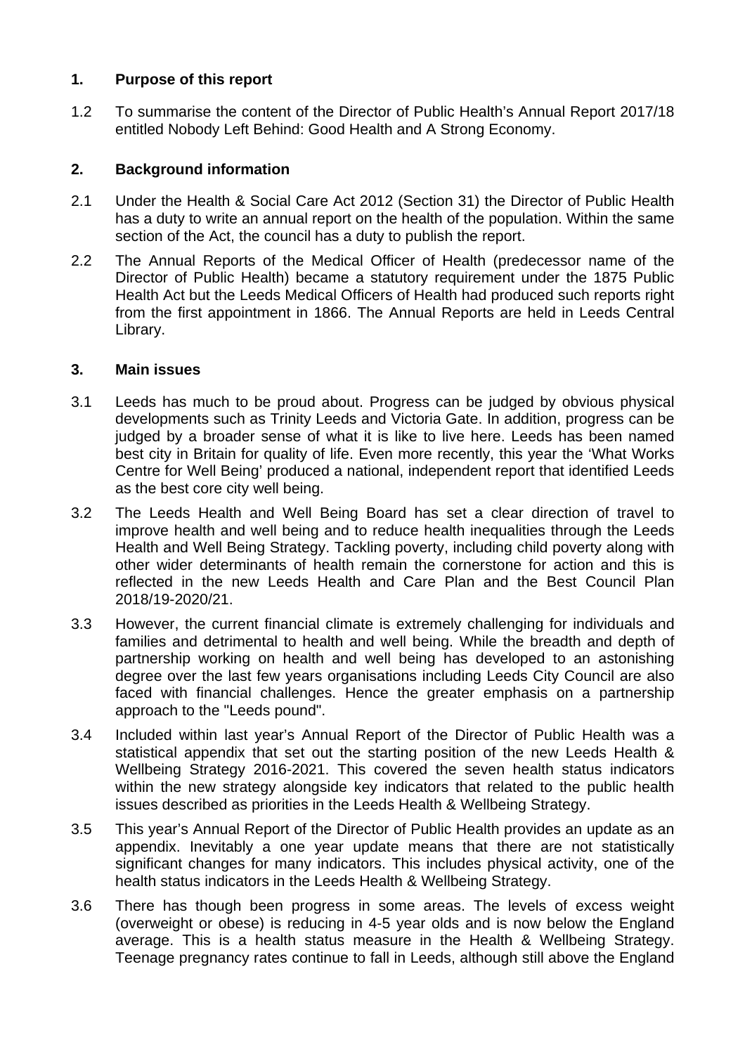## 1. Purpose of this report

1.2 To summarise the content of the Director of Public Health's Annual Report 2017/18 entitled Nobody Left Behind: Good Health and A Strong Economy.

## 2. Background information

2.1 Under the Health & Social Care Act 2012 (Section 31) the Director of Public Health has a duty to write an annual report on the health of the population. Within the same section of the Act, the council has a duty to publish the report.

2.2 The Annual Reports of the Medical Officer of Health (predecessor name of the Director of Public Health) became a statutory requirement under the 1875 Public Health Act but the Leeds Medical Officers of Health had produced such reports right from the first appointment in 1866. The Annual Reports are held in Leeds Central Library.

## 3. Main issues

3.1 Leeds has much to be proud about. Progress can be judged by obvious physical developments such as Trinity Leeds and Victoria Gate. In addition, progress can be judged by a broader sense of what it is like to live here. Leeds has been named best city in Britain for quality of life. Even more recently, this year the 'What Works Centre for Well Being' produced a national, independent report that identified Leeds as the best core city well being.

3.2 The Leeds Health and Well Being Board has set a clear direction of travel to improve health and well being and to reduce health inequalities through the Leeds Health and Well Being Strategy. Tackling poverty, including child poverty along with other wider determinants of health remain the cornerstone for action and this is reflected in the new Leeds Health and Care Plan and the Best Council Plan 2018/19-2020/21.

3.3 However, the current financial climate is extremely challenging for individuals and families and detrimental to health and well being. While the breadth and depth of partnership working on health and well being has developed to an astonishing degree over the last few years organisations including Leeds City Council are also faced with financial challenges. Hence the greater emphasis on a partnership approach to the "Leeds pound".

3.4 Included within last year's Annual Report of the Director of Public Health was a statistical appendix that set out the starting position of the new Leeds Health & Wellbeing Strategy 2016-2021. This covered the seven health status indicators within the new strategy alongside key indicators that related to the public health issues described as priorities in the Leeds Health & Wellbeing Strategy.

3.5 This year's Annual Report of the Director of Public Health provides an update as an appendix. Inevitably a one year update means that there are not statistically significant changes for many indicators. This includes physical activity, one of the health status indicators in the Leeds Health & Wellbeing Strategy.

3.6 There has though been progress in some areas. The levels of excess weight (overweight or obese) is reducing in 4-5 year olds and is now below the England average. This is a health status measure in the Health & Wellbeing Strategy. Teenage pregnancy rates continue to fall in Leeds, although still above the England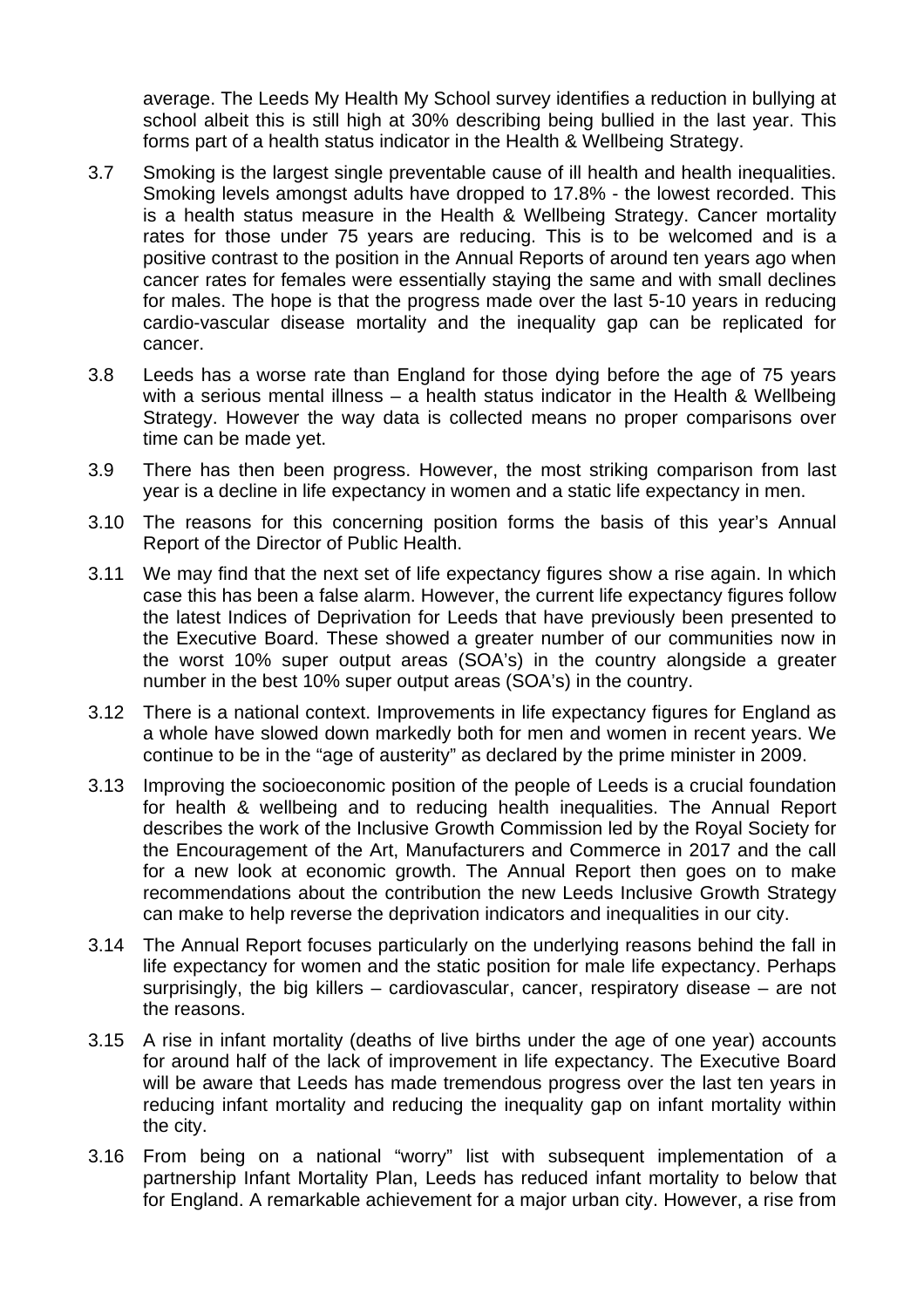average. The Leeds My Health My School survey identifies a reduction in bullying at school albeit this is still high at 30% describing being bullied in the last year. This forms part of a health status indicator in the Health & Wellbeing Strategy.

3.7 Smoking is the largest single preventable cause of ill health and health inequalities. Smoking levels amongst adults have dropped to 17.8% - the lowest recorded. This is a health status measure in the Health & Wellbeing Strategy. Cancer mortality rates for those under 75 years are reducing. This is to be welcomed and is a positive contrast to the position in the Annual Reports of around ten years ago when cancer rates for females were essentially staying the same and with small declines for males. The hope is that the progress made over the last 5-10 years in reducing cardio-vascular disease mortality and the inequality gap can be replicated for cancer.

3.8 Leeds has a worse rate than England for those dying before the age of 75 years with a serious mental illness – a health status indicator in the Health & Wellbeing Strategy. However the way data is collected means no proper comparisons over time can be made yet.

3.9 There has then been progress. However, the most striking comparison from last year is a decline in life expectancy in women and a static life expectancy in men.

3.10 The reasons for this concerning position forms the basis of this year's Annual Report of the Director of Public Health.

3.11 We may find that the next set of life expectancy figures show a rise again. In which case this has been a false alarm. However, the current life expectancy figures follow the latest Indices of Deprivation for Leeds that have previously been presented to the Executive Board. These showed a greater number of our communities now in the worst 10% super output areas (SOA's) in the country alongside a greater number in the best 10% super output areas (SOA's) in the country.

3.12 There is a national context. Improvements in life expectancy figures for England as a whole have slowed down markedly both for men and women in recent years. We continue to be in the "age of austerity" as declared by the prime minister in 2009.

3.13 Improving the socioeconomic position of the people of Leeds is a crucial foundation for health & wellbeing and to reducing health inequalities. The Annual Report describes the work of the Inclusive Growth Commission led by the Royal Society for the Encouragement of the Art, Manufacturers and Commerce in 2017 and the call for a new look at economic growth. The Annual Report then goes on to make recommendations about the contribution the new Leeds Inclusive Growth Strategy can make to help reverse the deprivation indicators and inequalities in our city.

3.14 The Annual Report focuses particularly on the underlying reasons behind the fall in life expectancy for women and the static position for male life expectancy. Perhaps surprisingly, the big killers – cardiovascular, cancer, respiratory disease – are not the reasons.

3.15 A rise in infant mortality (deaths of live births under the age of one year) accounts for around half of the lack of improvement in life expectancy. The Executive Board will be aware that Leeds has made tremendous progress over the last ten years in reducing infant mortality and reducing the inequality gap on infant mortality within the city.

3.16 From being on a national "worry" list with subsequent implementation of a partnership Infant Mortality Plan, Leeds has reduced infant mortality to below that for England. A remarkable achievement for a major urban city. However, a rise from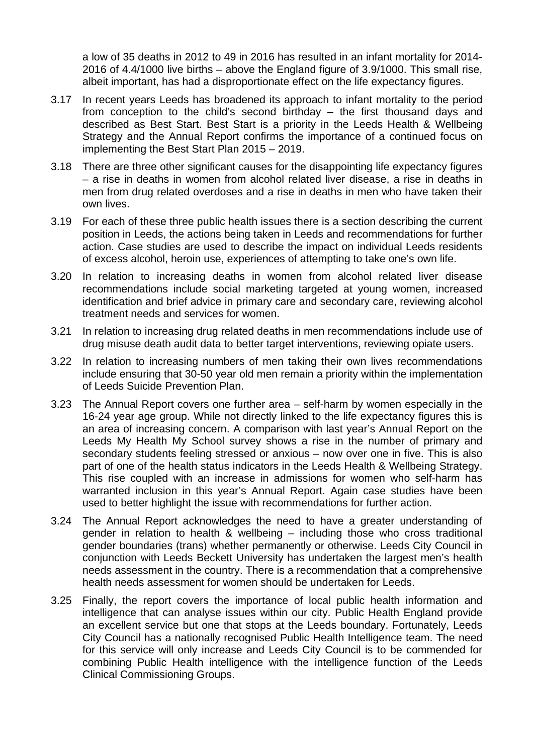a low of 35 deaths in 2012 to 49 in 2016 has resulted in an infant mortality for 2014-2016 of 4.4/1000 live births – above the England figure of 3.9/1000. This small rise, albeit important, has had a disproportionate effect on the life expectancy figures.

3.17 In recent years Leeds has broadened its approach to infant mortality to the period from conception to the child's second birthday – the first thousand days and described as Best Start. Best Start is a priority in the Leeds Health & Wellbeing Strategy and the Annual Report confirms the importance of a continued focus on implementing the Best Start Plan 2015 – 2019.

3.18 There are three other significant causes for the disappointing life expectancy figures – a rise in deaths in women from alcohol related liver disease, a rise in deaths in men from drug related overdoses and a rise in deaths in men who have taken their own lives.

3.19 For each of these three public health issues there is a section describing the current position in Leeds, the actions being taken in Leeds and recommendations for further action. Case studies are used to describe the impact on individual Leeds residents of excess alcohol, heroin use, experiences of attempting to take one's own life.

3.20 In relation to increasing deaths in women from alcohol related liver disease recommendations include social marketing targeted at young women, increased identification and brief advice in primary care and secondary care, reviewing alcohol treatment needs and services for women.

3.21 In relation to increasing drug related deaths in men recommendations include use of drug misuse death audit data to better target interventions, reviewing opiate users.

3.22 In relation to increasing numbers of men taking their own lives recommendations include ensuring that 30-50 year old men remain a priority within the implementation of Leeds Suicide Prevention Plan.

3.23 The Annual Report covers one further area – self-harm by women especially in the 16-24 year age group. While not directly linked to the life expectancy figures this is an area of increasing concern. A comparison with last year's Annual Report on the Leeds My Health My School survey shows a rise in the number of primary and secondary students feeling stressed or anxious – now over one in five. This is also part of one of the health status indicators in the Leeds Health & Wellbeing Strategy. This rise coupled with an increase in admissions for women who self-harm has warranted inclusion in this year's Annual Report. Again case studies have been used to better highlight the issue with recommendations for further action.

3.24 The Annual Report acknowledges the need to have a greater understanding of gender in relation to health & wellbeing – including those who cross traditional gender boundaries (trans) whether permanently or otherwise. Leeds City Council in conjunction with Leeds Beckett University has undertaken the largest men's health needs assessment in the country. There is a recommendation that a comprehensive health needs assessment for women should be undertaken for Leeds.

3.25 Finally, the report covers the importance of local public health information and intelligence that can analyse issues within our city. Public Health England provide an excellent service but one that stops at the Leeds boundary. Fortunately, Leeds City Council has a nationally recognised Public Health Intelligence team. The need for this service will only increase and Leeds City Council is to be commended for combining Public Health intelligence with the intelligence function of the Leeds Clinical Commissioning Groups.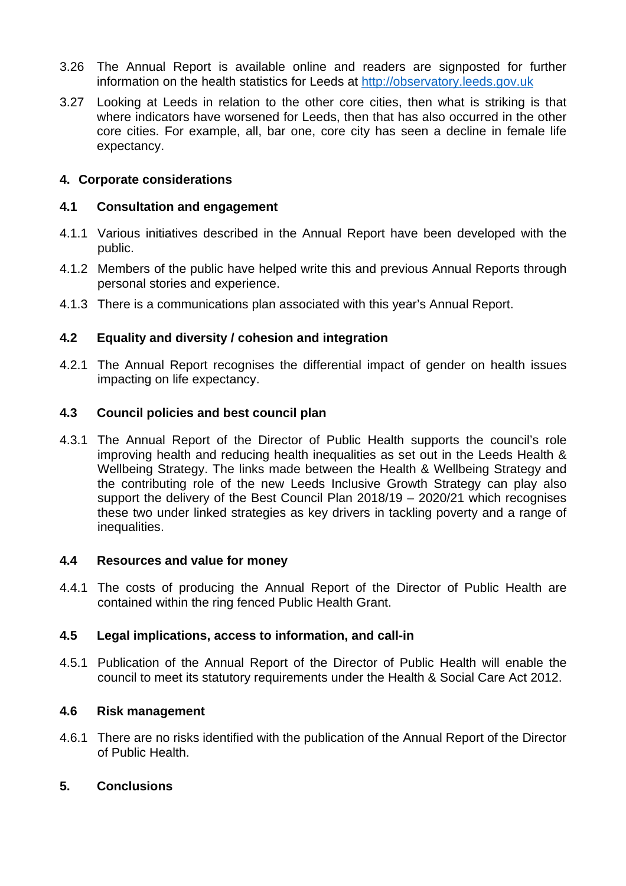3.26 The Annual Report is available online and readers are signposted for further information on the health statistics for Leeds at [http://observatory.leeds.gov.uk](http://observatory.leeds.gov.uk)

3.27 Looking at Leeds in relation to the other core cities, then what is striking is that where indicators have worsened for Leeds, then that has also occurred in the other core cities. For example, all, bar one, core city has seen a decline in female life expectancy.

## 4. Corporate considerations

### 4.1 Consultation and engagement

4.1.1 Various initiatives described in the Annual Report have been developed with the public.

4.1.2 Members of the public have helped write this and previous Annual Reports through personal stories and experience.

4.1.3 There is a communications plan associated with this year's Annual Report.

### 4.2 Equality and diversity / cohesion and integration

4.2.1 The Annual Report recognises the differential impact of gender on health issues impacting on life expectancy.

### 4.3 Council policies and best council plan

4.3.1 The Annual Report of the Director of Public Health supports the council's role improving health and reducing health inequalities as set out in the Leeds Health & Wellbeing Strategy. The links made between the Health & Wellbeing Strategy and the contributing role of the new Leeds Inclusive Growth Strategy can play also support the delivery of the Best Council Plan 2018/19 – 2020/21 which recognises these two under linked strategies as key drivers in tackling poverty and a range of inequalities.

### 4.4 Resources and value for money

4.4.1 The costs of producing the Annual Report of the Director of Public Health are contained within the ring fenced Public Health Grant.

### 4.5 Legal implications, access to information, and call-in

4.5.1 Publication of the Annual Report of the Director of Public Health will enable the council to meet its statutory requirements under the Health & Social Care Act 2012.

### 4.6 Risk management

4.6.1 There are no risks identified with the publication of the Annual Report of the Director of Public Health.

## 5. Conclusions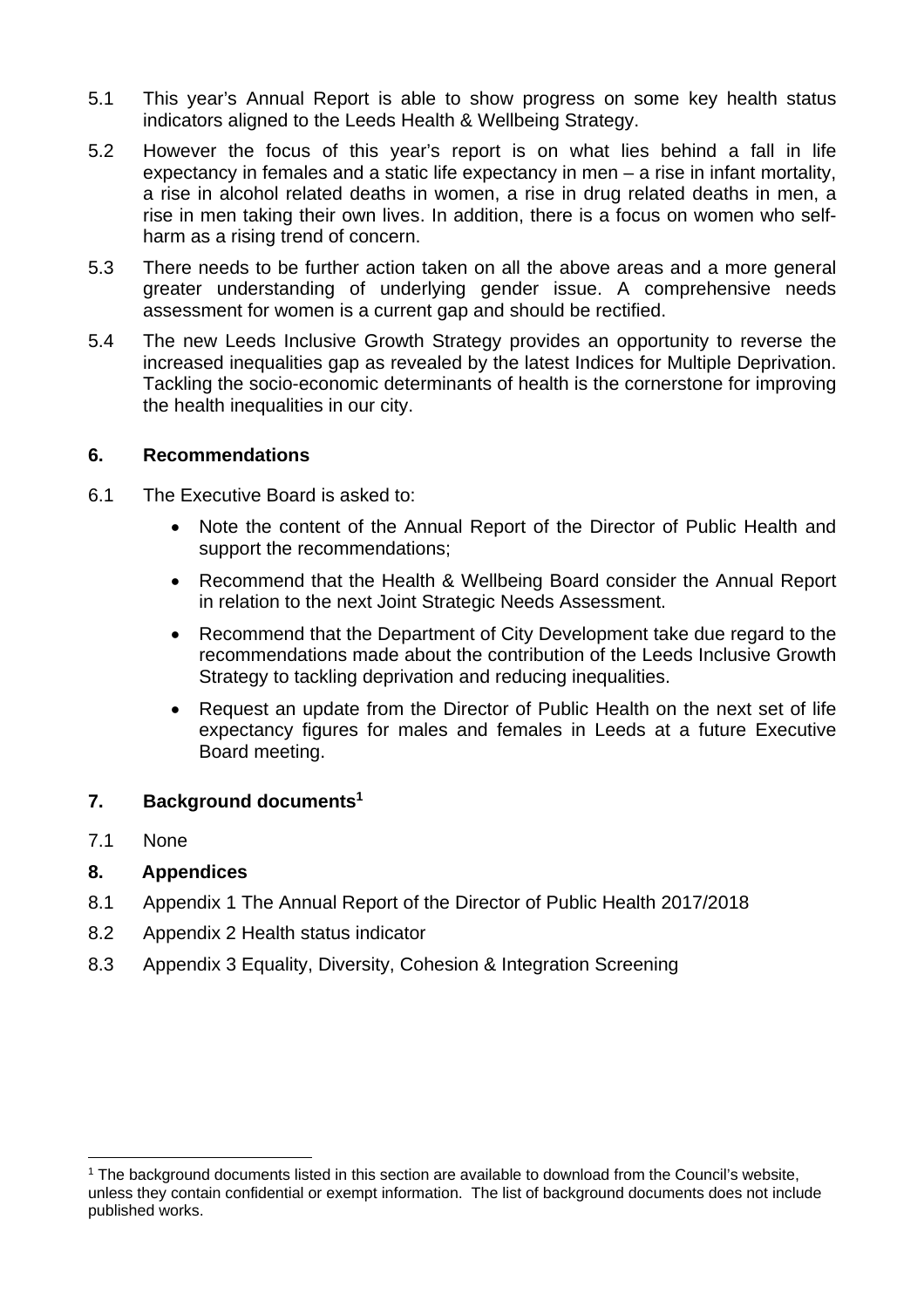5.1 This year's Annual Report is able to show progress on some key health status indicators aligned to the Leeds Health & Wellbeing Strategy.

5.2 However the focus of this year's report is on what lies behind a fall in life expectancy in females and a static life expectancy in men – a rise in infant mortality, a rise in alcohol related deaths in women, a rise in drug related deaths in men, a rise in men taking their own lives. In addition, there is a focus on women who self-harm as a rising trend of concern.

5.3 There needs to be further action taken on all the above areas and a more general greater understanding of underlying gender issue. A comprehensive needs assessment for women is a current gap and should be rectified.

5.4 The new Leeds Inclusive Growth Strategy provides an opportunity to reverse the increased inequalities gap as revealed by the latest Indices for Multiple Deprivation. Tackling the socio-economic determinants of health is the cornerstone for improving the health inequalities in our city.

## 6. Recommendations

6.1 The Executive Board is asked to:

- Note the content of the Annual Report of the Director of Public Health and support the recommendations;
- Recommend that the Health & Wellbeing Board consider the Annual Report in relation to the next Joint Strategic Needs Assessment.
- Recommend that the Department of City Development take due regard to the recommendations made about the contribution of the Leeds Inclusive Growth Strategy to tackling deprivation and reducing inequalities.
- Request an update from the Director of Public Health on the next set of life expectancy figures for males and females in Leeds at a future Executive Board meeting.

## 7. Background documents[1]

7.1 None

## 8. Appendices

8.1 Appendix 1 The Annual Report of the Director of Public Health 2017/2018

8.2 Appendix 2 Health status indicator

8.3 Appendix 3 Equality, Diversity, Cohesion & Integration Screening

---

[1] The background documents listed in this section are available to download from the Council's website, unless they contain confidential or exempt information. The list of background documents does not include published works.